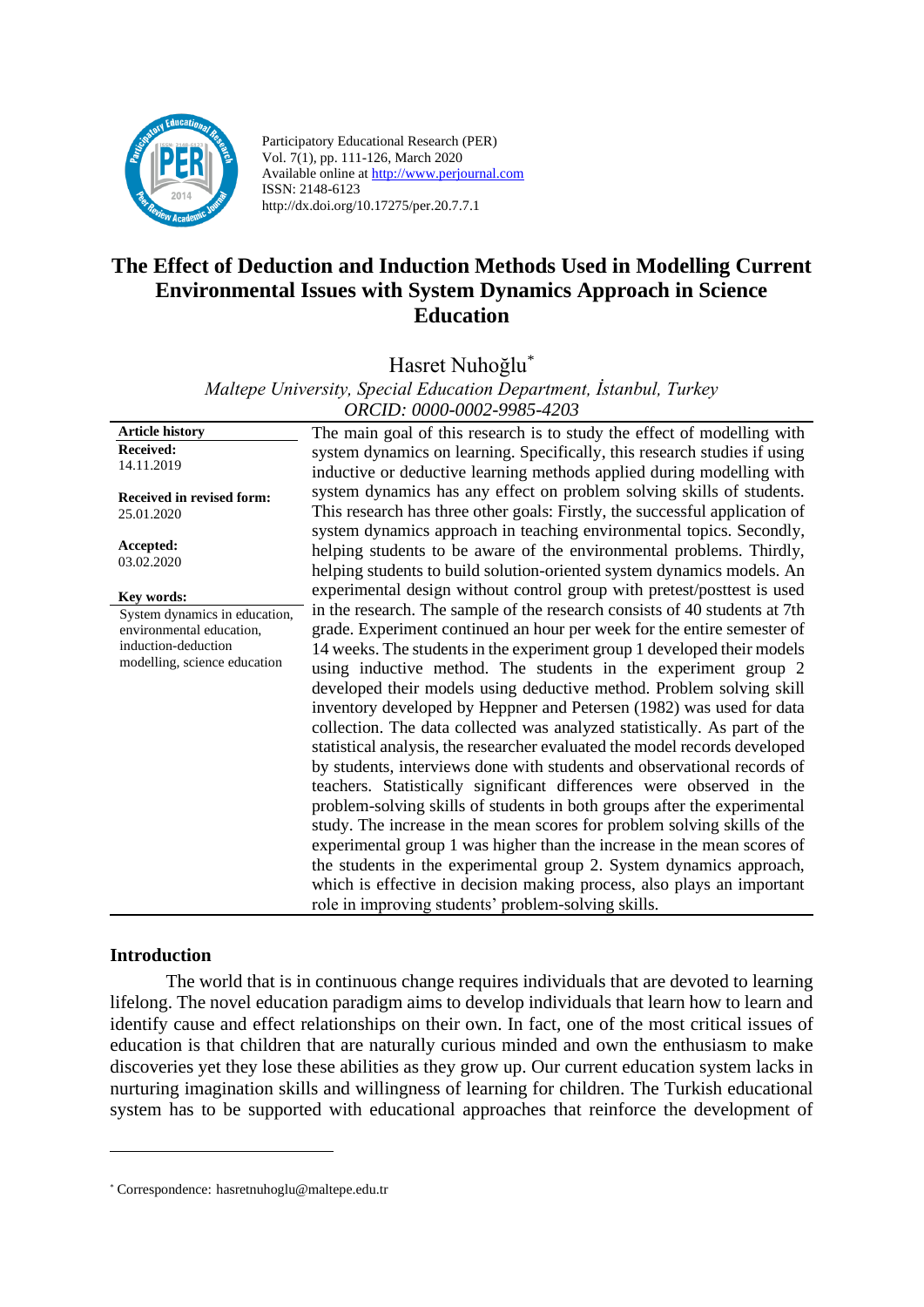Participatory Educational Research (PER)
Vol. 7(1), pp. 111-126, March 2020
Available online at http://www.perjournal.com
ISSN: 2148-6123
http://dx.doi.org/10.17275/per.20.7.7.1

# The Effect of Deduction and Induction Methods Used in Modelling Current Environmental Issues with System Dynamics Approach in Science Education

Hasret Nuhoğlu[*]

*Maltepe University, Special Education Department, İstanbul, Turkey*
*ORCID: 0000-0002-9985-4203*

**Article history**
**Received:**
14.11.2019

**Received in revised form:**
25.01.2020

**Accepted:**
03.02.2020

**Key words:**
System dynamics in education, environmental education, induction-deduction modelling, science education

The main goal of this research is to study the effect of modelling with system dynamics on learning. Specifically, this research studies if using inductive or deductive learning methods applied during modelling with system dynamics has any effect on problem solving skills of students. This research has three other goals: Firstly, the successful application of system dynamics approach in teaching environmental topics. Secondly, helping students to be aware of the environmental problems. Thirdly, helping students to build solution-oriented system dynamics models. An experimental design without control group with pretest/posttest is used in the research. The sample of the research consists of 40 students at 7th grade. Experiment continued an hour per week for the entire semester of 14 weeks. The students in the experiment group 1 developed their models using inductive method. The students in the experiment group 2 developed their models using deductive method. Problem solving skill inventory developed by Heppner and Petersen (1982) was used for data collection. The data collected was analyzed statistically. As part of the statistical analysis, the researcher evaluated the model records developed by students, interviews done with students and observational records of teachers. Statistically significant differences were observed in the problem-solving skills of students in both groups after the experimental study. The increase in the mean scores for problem solving skills of the experimental group 1 was higher than the increase in the mean scores of the students in the experimental group 2. System dynamics approach, which is effective in decision making process, also plays an important role in improving students' problem-solving skills.

## Introduction

The world that is in continuous change requires individuals that are devoted to learning lifelong. The novel education paradigm aims to develop individuals that learn how to learn and identify cause and effect relationships on their own. In fact, one of the most critical issues of education is that children that are naturally curious minded and own the enthusiasm to make discoveries yet they lose these abilities as they grow up. Our current education system lacks in nurturing imagination skills and willingness of learning for children. The Turkish educational system has to be supported with educational approaches that reinforce the development of

[*] Correspondence: hasretnuhoglu@maltepe.edu.tr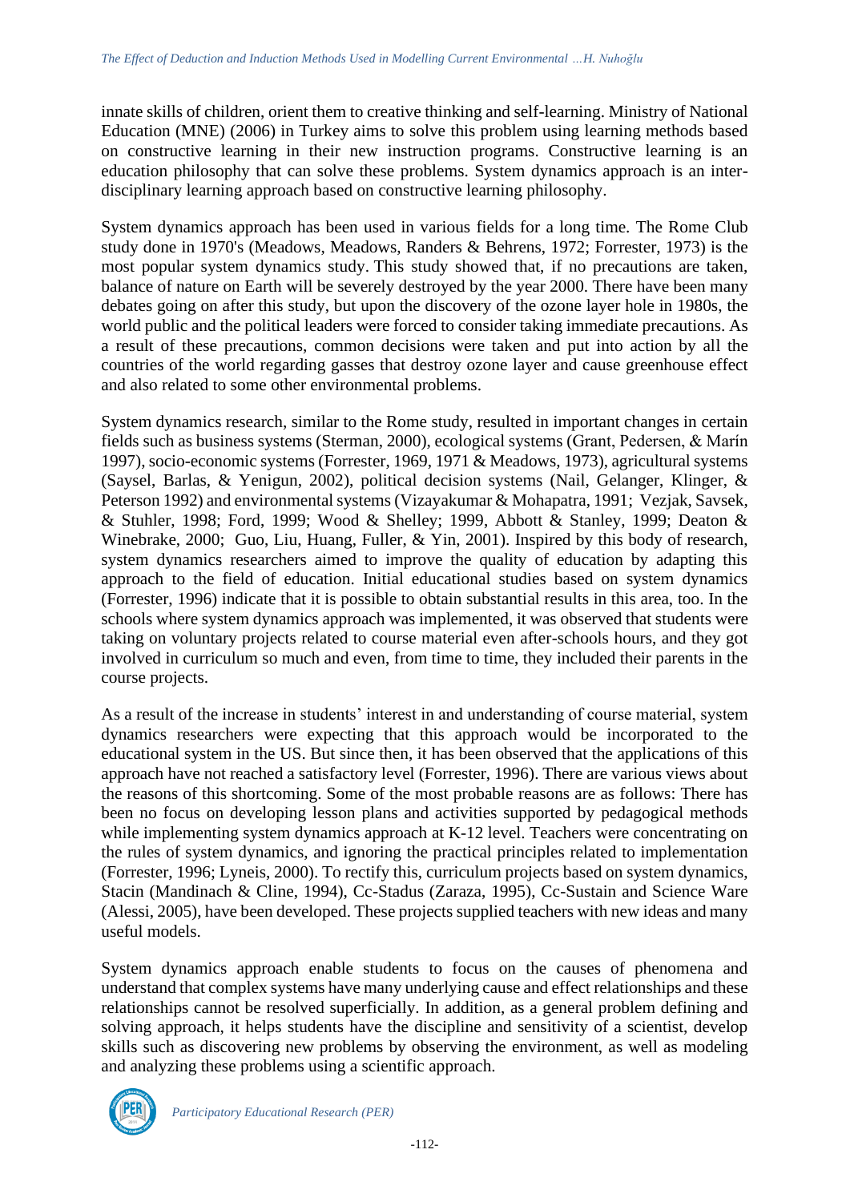innate skills of children, orient them to creative thinking and self-learning. Ministry of National Education (MNE) (2006) in Turkey aims to solve this problem using learning methods based on constructive learning in their new instruction programs. Constructive learning is an education philosophy that can solve these problems. System dynamics approach is an inter-disciplinary learning approach based on constructive learning philosophy.

System dynamics approach has been used in various fields for a long time. The Rome Club study done in 1970's (Meadows, Meadows, Randers & Behrens, 1972; Forrester, 1973) is the most popular system dynamics study. This study showed that, if no precautions are taken, balance of nature on Earth will be severely destroyed by the year 2000. There have been many debates going on after this study, but upon the discovery of the ozone layer hole in 1980s, the world public and the political leaders were forced to consider taking immediate precautions. As a result of these precautions, common decisions were taken and put into action by all the countries of the world regarding gasses that destroy ozone layer and cause greenhouse effect and also related to some other environmental problems.

System dynamics research, similar to the Rome study, resulted in important changes in certain fields such as business systems (Sterman, 2000), ecological systems (Grant, Pedersen, & Marín 1997), socio-economic systems (Forrester, 1969, 1971 & Meadows, 1973), agricultural systems (Saysel, Barlas, & Yenigun, 2002), political decision systems (Nail, Gelanger, Klinger, & Peterson 1992) and environmental systems (Vizayakumar & Mohapatra, 1991; Vezjak, Savsek, & Stuhler, 1998; Ford, 1999; Wood & Shelley; 1999, Abbott & Stanley, 1999; Deaton & Winebrake, 2000; Guo, Liu, Huang, Fuller, & Yin, 2001). Inspired by this body of research, system dynamics researchers aimed to improve the quality of education by adapting this approach to the field of education. Initial educational studies based on system dynamics (Forrester, 1996) indicate that it is possible to obtain substantial results in this area, too. In the schools where system dynamics approach was implemented, it was observed that students were taking on voluntary projects related to course material even after-schools hours, and they got involved in curriculum so much and even, from time to time, they included their parents in the course projects.

As a result of the increase in students' interest in and understanding of course material, system dynamics researchers were expecting that this approach would be incorporated to the educational system in the US. But since then, it has been observed that the applications of this approach have not reached a satisfactory level (Forrester, 1996). There are various views about the reasons of this shortcoming. Some of the most probable reasons are as follows: There has been no focus on developing lesson plans and activities supported by pedagogical methods while implementing system dynamics approach at K-12 level. Teachers were concentrating on the rules of system dynamics, and ignoring the practical principles related to implementation (Forrester, 1996; Lyneis, 2000). To rectify this, curriculum projects based on system dynamics, Stacin (Mandinach & Cline, 1994), Cc-Stadus (Zaraza, 1995), Cc-Sustain and Science Ware (Alessi, 2005), have been developed. These projects supplied teachers with new ideas and many useful models.

System dynamics approach enable students to focus on the causes of phenomena and understand that complex systems have many underlying cause and effect relationships and these relationships cannot be resolved superficially. In addition, as a general problem defining and solving approach, it helps students have the discipline and sensitivity of a scientist, develop skills such as discovering new problems by observing the environment, as well as modeling and analyzing these problems using a scientific approach.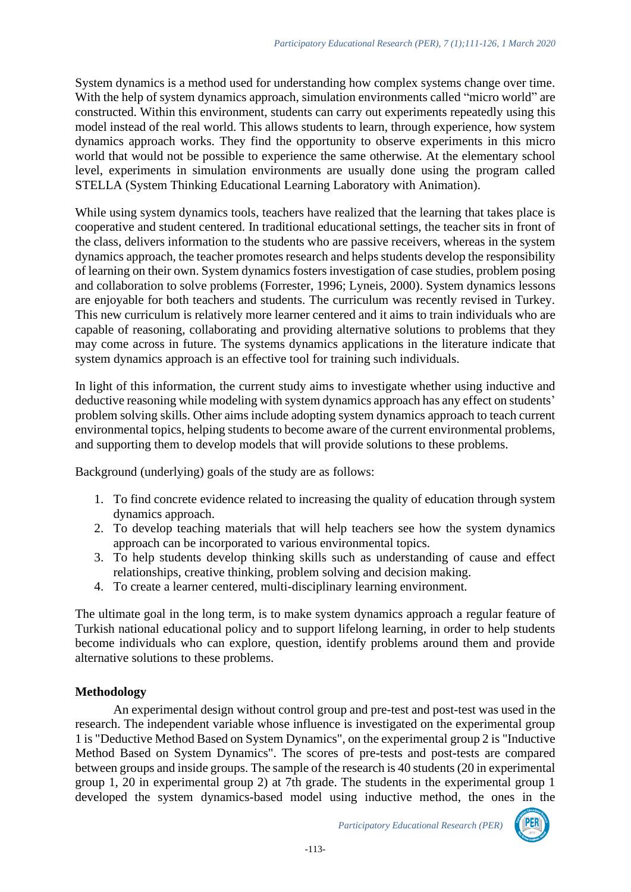System dynamics is a method used for understanding how complex systems change over time. With the help of system dynamics approach, simulation environments called "micro world" are constructed. Within this environment, students can carry out experiments repeatedly using this model instead of the real world. This allows students to learn, through experience, how system dynamics approach works. They find the opportunity to observe experiments in this micro world that would not be possible to experience the same otherwise. At the elementary school level, experiments in simulation environments are usually done using the program called STELLA (System Thinking Educational Learning Laboratory with Animation).

While using system dynamics tools, teachers have realized that the learning that takes place is cooperative and student centered. In traditional educational settings, the teacher sits in front of the class, delivers information to the students who are passive receivers, whereas in the system dynamics approach, the teacher promotes research and helps students develop the responsibility of learning on their own. System dynamics fosters investigation of case studies, problem posing and collaboration to solve problems (Forrester, 1996; Lyneis, 2000). System dynamics lessons are enjoyable for both teachers and students. The curriculum was recently revised in Turkey. This new curriculum is relatively more learner centered and it aims to train individuals who are capable of reasoning, collaborating and providing alternative solutions to problems that they may come across in future. The systems dynamics applications in the literature indicate that system dynamics approach is an effective tool for training such individuals.

In light of this information, the current study aims to investigate whether using inductive and deductive reasoning while modeling with system dynamics approach has any effect on students' problem solving skills. Other aims include adopting system dynamics approach to teach current environmental topics, helping students to become aware of the current environmental problems, and supporting them to develop models that will provide solutions to these problems.

Background (underlying) goals of the study are as follows:

1. To find concrete evidence related to increasing the quality of education through system dynamics approach.
2. To develop teaching materials that will help teachers see how the system dynamics approach can be incorporated to various environmental topics.
3. To help students develop thinking skills such as understanding of cause and effect relationships, creative thinking, problem solving and decision making.
4. To create a learner centered, multi-disciplinary learning environment.

The ultimate goal in the long term, is to make system dynamics approach a regular feature of Turkish national educational policy and to support lifelong learning, in order to help students become individuals who can explore, question, identify problems around them and provide alternative solutions to these problems.

## Methodology

An experimental design without control group and pre-test and post-test was used in the research. The independent variable whose influence is investigated on the experimental group 1 is "Deductive Method Based on System Dynamics", on the experimental group 2 is "Inductive Method Based on System Dynamics". The scores of pre-tests and post-tests are compared between groups and inside groups. The sample of the research is 40 students (20 in experimental group 1, 20 in experimental group 2) at 7th grade. The students in the experimental group 1 developed the system dynamics-based model using inductive method, the ones in the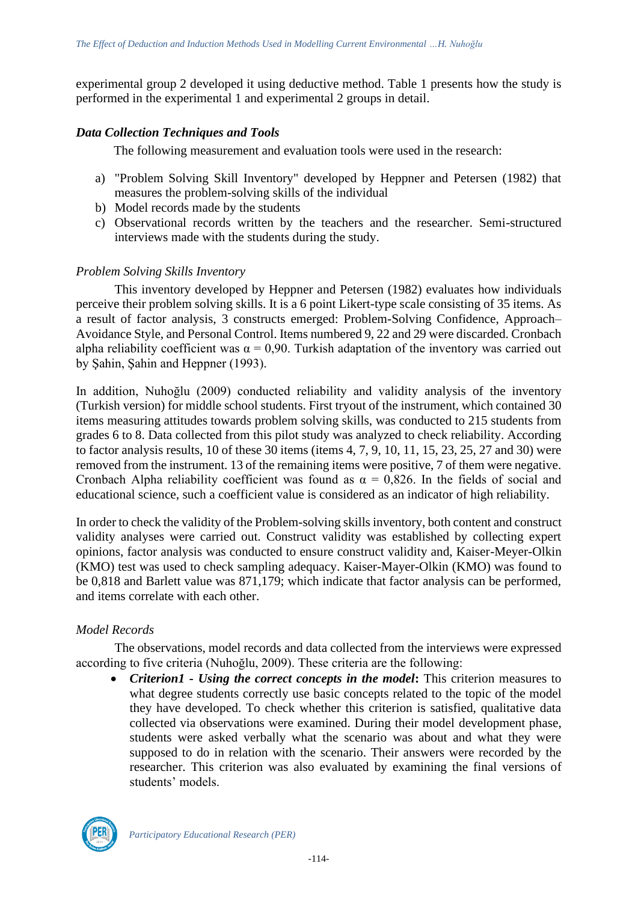experimental group 2 developed it using deductive method. Table 1 presents how the study is performed in the experimental 1 and experimental 2 groups in detail.

### *Data Collection Techniques and Tools*

The following measurement and evaluation tools were used in the research:

a) "Problem Solving Skill Inventory" developed by Heppner and Petersen (1982) that measures the problem-solving skills of the individual
b) Model records made by the students
c) Observational records written by the teachers and the researcher. Semi-structured interviews made with the students during the study.

*Problem Solving Skills Inventory*

This inventory developed by Heppner and Petersen (1982) evaluates how individuals perceive their problem solving skills. It is a 6 point Likert-type scale consisting of 35 items. As a result of factor analysis, 3 constructs emerged: Problem-Solving Confidence, Approach–Avoidance Style, and Personal Control. Items numbered 9, 22 and 29 were discarded. Cronbach alpha reliability coefficient was $\alpha = 0,90$. Turkish adaptation of the inventory was carried out by Şahin, Şahin and Heppner (1993).

In addition, Nuhoğlu (2009) conducted reliability and validity analysis of the inventory (Turkish version) for middle school students. First tryout of the instrument, which contained 30 items measuring attitudes towards problem solving skills, was conducted to 215 students from grades 6 to 8. Data collected from this pilot study was analyzed to check reliability. According to factor analysis results, 10 of these 30 items (items 4, 7, 9, 10, 11, 15, 23, 25, 27 and 30) were removed from the instrument. 13 of the remaining items were positive, 7 of them were negative. Cronbach Alpha reliability coefficient was found as $\alpha = 0,826$. In the fields of social and educational science, such a coefficient value is considered as an indicator of high reliability.

In order to check the validity of the Problem-solving skills inventory, both content and construct validity analyses were carried out. Construct validity was established by collecting expert opinions, factor analysis was conducted to ensure construct validity and, Kaiser-Meyer-Olkin (KMO) test was used to check sampling adequacy. Kaiser-Mayer-Olkin (KMO) was found to be 0,818 and Barlett value was 871,179; which indicate that factor analysis can be performed, and items correlate with each other.

*Model Records*

The observations, model records and data collected from the interviews were expressed according to five criteria (Nuhoğlu, 2009). These criteria are the following:

- ***Criterion1 - Using the correct concepts in the model*:** This criterion measures to what degree students correctly use basic concepts related to the topic of the model they have developed. To check whether this criterion is satisfied, qualitative data collected via observations were examined. During their model development phase, students were asked verbally what the scenario was about and what they were supposed to do in relation with the scenario. Their answers were recorded by the researcher. This criterion was also evaluated by examining the final versions of students' models.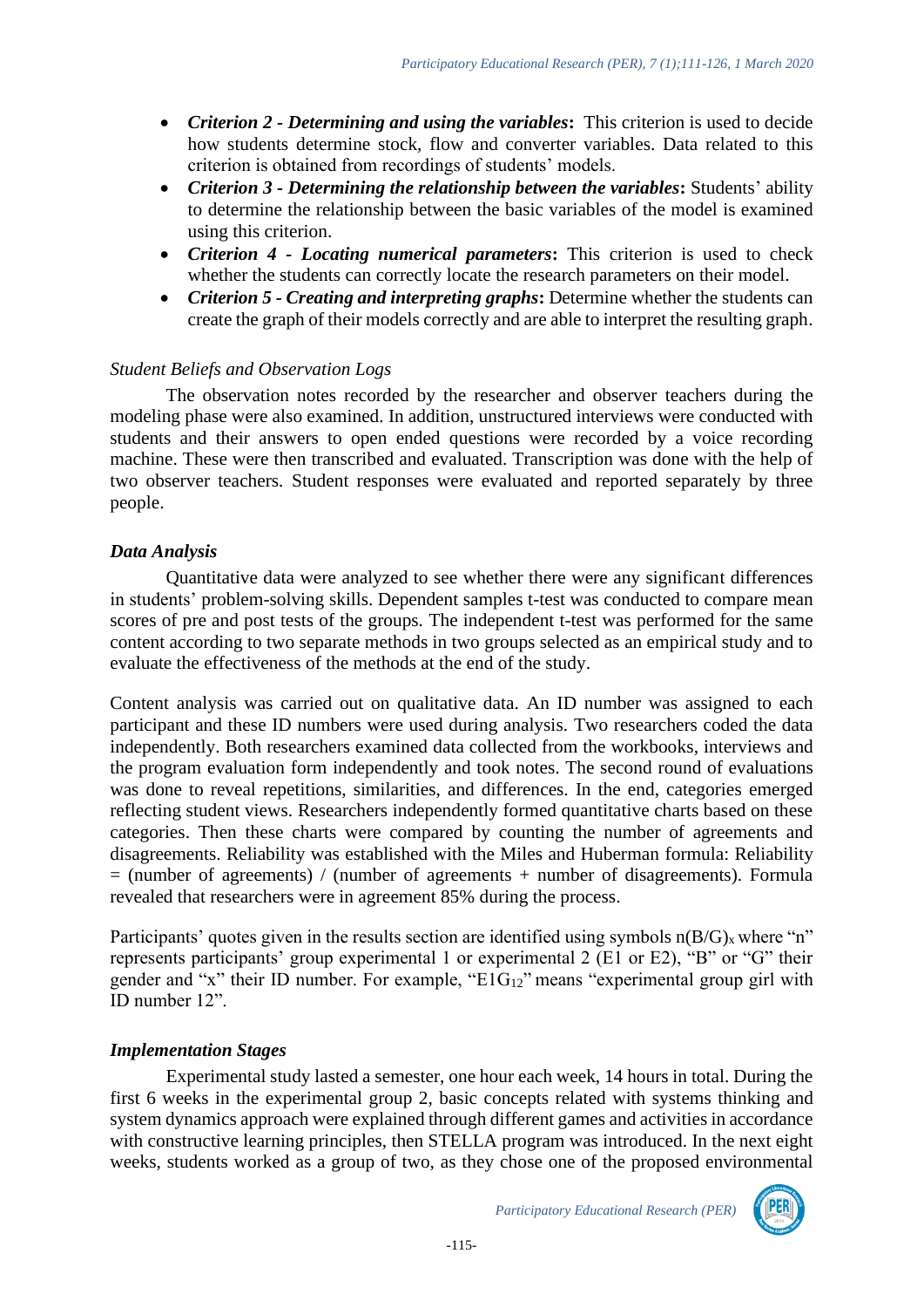- ***Criterion 2 - Determining and using the variables*:** This criterion is used to decide how students determine stock, flow and converter variables. Data related to this criterion is obtained from recordings of students' models.
- ***Criterion 3 - Determining the relationship between the variables*:** Students' ability to determine the relationship between the basic variables of the model is examined using this criterion.
- ***Criterion 4 - Locating numerical parameters*:** This criterion is used to check whether the students can correctly locate the research parameters on their model.
- ***Criterion 5 - Creating and interpreting graphs*:** Determine whether the students can create the graph of their models correctly and are able to interpret the resulting graph.

*Student Beliefs and Observation Logs*

The observation notes recorded by the researcher and observer teachers during the modeling phase were also examined. In addition, unstructured interviews were conducted with students and their answers to open ended questions were recorded by a voice recording machine. These were then transcribed and evaluated. Transcription was done with the help of two observer teachers. Student responses were evaluated and reported separately by three people.

### *Data Analysis*

Quantitative data were analyzed to see whether there were any significant differences in students' problem-solving skills. Dependent samples t-test was conducted to compare mean scores of pre and post tests of the groups. The independent t-test was performed for the same content according to two separate methods in two groups selected as an empirical study and to evaluate the effectiveness of the methods at the end of the study.

Content analysis was carried out on qualitative data. An ID number was assigned to each participant and these ID numbers were used during analysis. Two researchers coded the data independently. Both researchers examined data collected from the workbooks, interviews and the program evaluation form independently and took notes. The second round of evaluations was done to reveal repetitions, similarities, and differences. In the end, categories emerged reflecting student views. Researchers independently formed quantitative charts based on these categories. Then these charts were compared by counting the number of agreements and disagreements. Reliability was established with the Miles and Huberman formula: Reliability = (number of agreements) / (number of agreements + number of disagreements). Formula revealed that researchers were in agreement 85% during the process.

Participants' quotes given in the results section are identified using symbols $n(B/G)_x$ where "n" represents participants' group experimental 1 or experimental 2 (E1 or E2), "B" or "G" their gender and "x" their ID number. For example, "$E1G_{12}$" means "experimental group girl with ID number 12".

### *Implementation Stages*

Experimental study lasted a semester, one hour each week, 14 hours in total. During the first 6 weeks in the experimental group 2, basic concepts related with systems thinking and system dynamics approach were explained through different games and activities in accordance with constructive learning principles, then STELLA program was introduced. In the next eight weeks, students worked as a group of two, as they chose one of the proposed environmental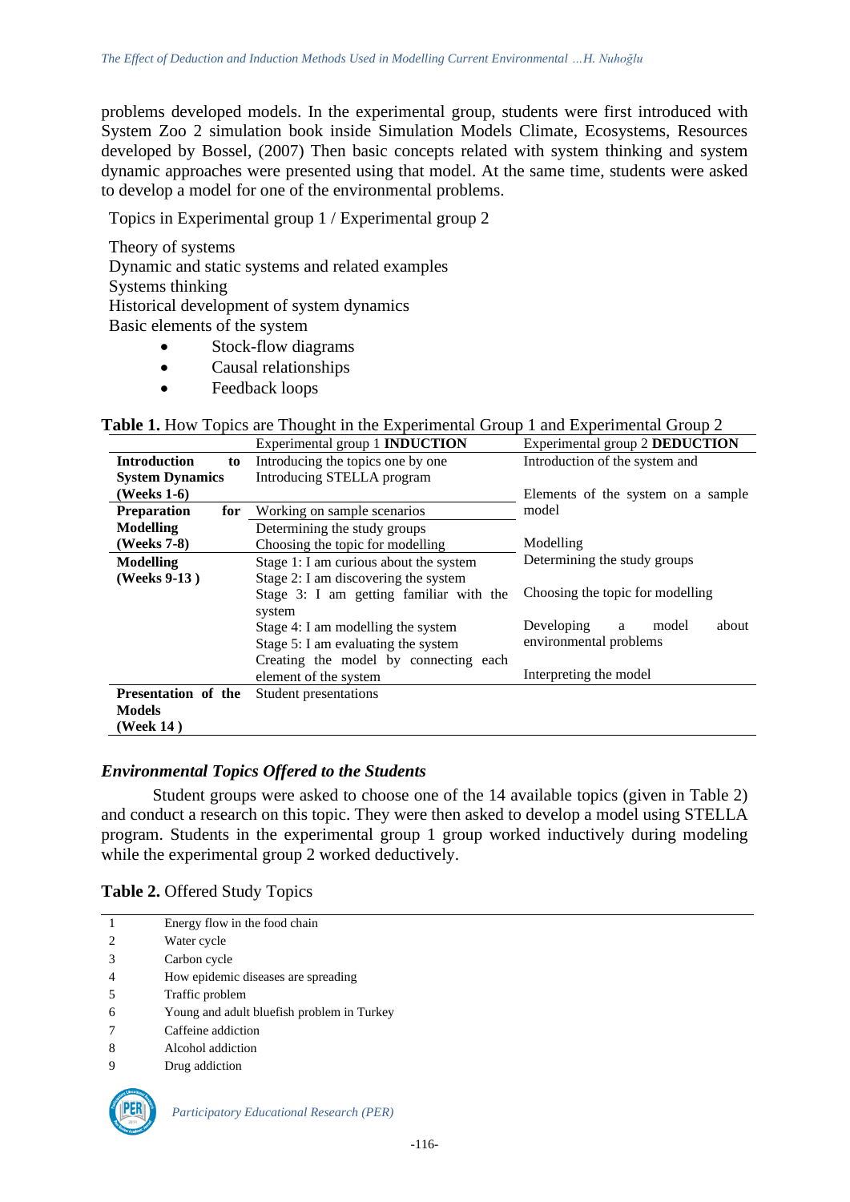problems developed models. In the experimental group, students were first introduced with System Zoo 2 simulation book inside Simulation Models Climate, Ecosystems, Resources developed by Bossel, (2007) Then basic concepts related with system thinking and system dynamic approaches were presented using that model. At the same time, students were asked to develop a model for one of the environmental problems.

Topics in Experimental group 1 / Experimental group 2

Theory of systems
Dynamic and static systems and related examples
Systems thinking
Historical development of system dynamics
Basic elements of the system

- Stock-flow diagrams
- Causal relationships
- Feedback loops

**Table 1.** How Topics are Thought in the Experimental Group 1 and Experimental Group 2

| | Experimental group 1 **INDUCTION** | Experimental group 2 **DEDUCTION** |
|---|---|---|
| **Introduction to System Dynamics (Weeks 1-6)** | Introducing the topics one by one<br>Introducing STELLA program | Introduction of the system and<br><br>Elements of the system on a sample model |
| **Preparation for Modelling (Weeks 7-8)** | Working on sample scenarios<br>Determining the study groups<br>Choosing the topic for modelling | Modelling |
| **Modelling (Weeks 9-13 )** | Stage 1: I am curious about the system<br>Stage 2: I am discovering the system<br>Stage 3: I am getting familiar with the system<br>Stage 4: I am modelling the system<br>Stage 5: I am evaluating the system<br>Creating the model by connecting each element of the system | Determining the study groups<br><br>Choosing the topic for modelling<br><br>Developing a model about environmental problems<br><br>Interpreting the model |
| **Presentation of the Models (Week 14 )** | Student presentations | |

### *Environmental Topics Offered to the Students*

Student groups were asked to choose one of the 14 available topics (given in Table 2) and conduct a research on this topic. They were then asked to develop a model using STELLA program. Students in the experimental group 1 group worked inductively during modeling while the experimental group 2 worked deductively.

**Table 2.** Offered Study Topics

| | |
|---|---|
| 1 | Energy flow in the food chain |
| 2 | Water cycle |
| 3 | Carbon cycle |
| 4 | How epidemic diseases are spreading |
| 5 | Traffic problem |
| 6 | Young and adult bluefish problem in Turkey |
| 7 | Caffeine addiction |
| 8 | Alcohol addiction |
| 9 | Drug addiction |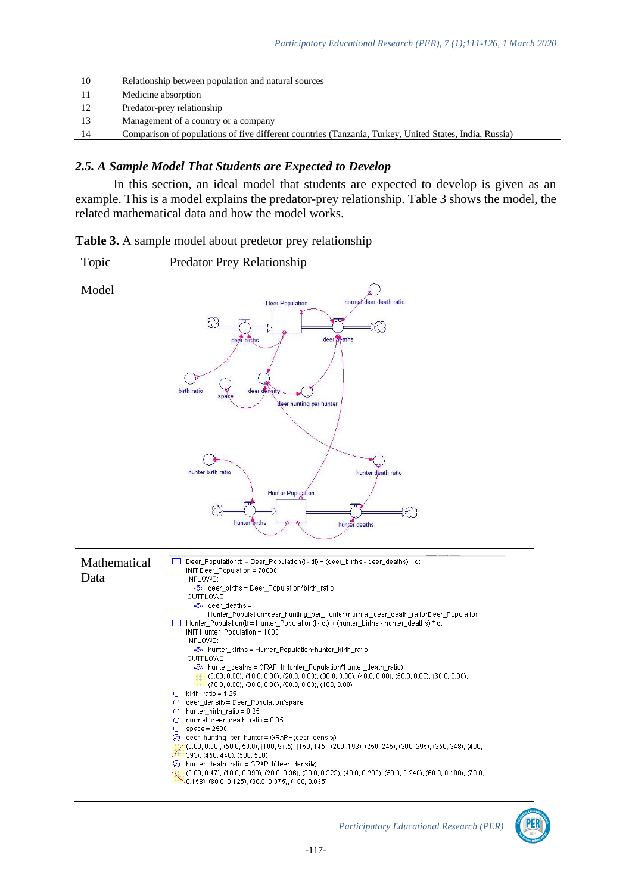| | |
|---|---|
| 10 | Relationship between population and natural sources |
| 11 | Medicine absorption |
| 12 | Predator-prey relationship |
| 13 | Management of a country or a company |
| 14 | Comparison of populations of five different countries (Tanzania, Turkey, United States, India, Russia) |

### *2.5. A Sample Model That Students are Expected to Develop*

In this section, an ideal model that students are expected to develop is given as an example. This is a model explains the predator-prey relationship. Table 3 shows the model, the related mathematical data and how the model works.

**Table 3.** A sample model about predetor prey relationship

| Topic | Predator Prey Relationship |
|---|---|
| Model | Deer Population, normal deer death ratio, deer births, deer deaths, birth ratio, space, deer density, deer hunting per hunter, hunter birth ratio, hunter death ratio, Hunter Population, hunter births, hunter deaths |
| Mathematical Data | Deer_Population(t) = Deer_Population(t - dt) + (deer_births - deer_deaths) * dt<br>INIT Deer_Population = 70000<br>INFLOWS:<br>deer_births = Deer_Population*birth_ratio<br>OUTFLOWS:<br>deer_deaths = Hunter_Population*deer_hunting_per_hunter+normal_deer_death_ratio*Deer_Population<br>Hunter_Population(t) = Hunter_Population(t - dt) + (hunter_births - hunter_deaths) * dt<br>INIT Hunter_Population = 1000<br>INFLOWS:<br>hunter_births = Hunter_Population*hunter_birth_ratio<br>OUTFLOWS:<br>hunter_deaths = GRAPH(Hunter_Population*hunter_death_ratio)<br>(0.00, 0.00), (10.0, 0.00), (20.0, 0.00), (30.0, 0.00), (40.0, 0.00), (50.0, 0.00), (60.0, 0.00), (70.0, 0.00), (80.0, 0.00), (90.0, 0.00), (100, 0.00)<br>birth_ratio = 1.25<br>deer_density = Deer_Population/space<br>hunter_birth_ratio = 0.25<br>normal_deer_death_ratio = 0.05<br>space = 2500<br>deer_hunting_per_hunter = GRAPH(deer_density)<br>(0.00, 0.00), (50.0, 50.0), (100, 97.5), (150, 145), (200, 193), (250, 245), (300, 295), (350, 348), (400, 393), (450, 440), (500, 500)<br>hunter_death_ratio = GRAPH(deer_density)<br>(0.00, 0.47), (10.0, 0.390), (20.0, 0.36), (30.0, 0.323), (40.0, 0.288), (50.0, 0.246), (60.0, 0.180), (70.0, 0.158), (80.0, 0.125), (90.0, 0.075), (100, 0.035) |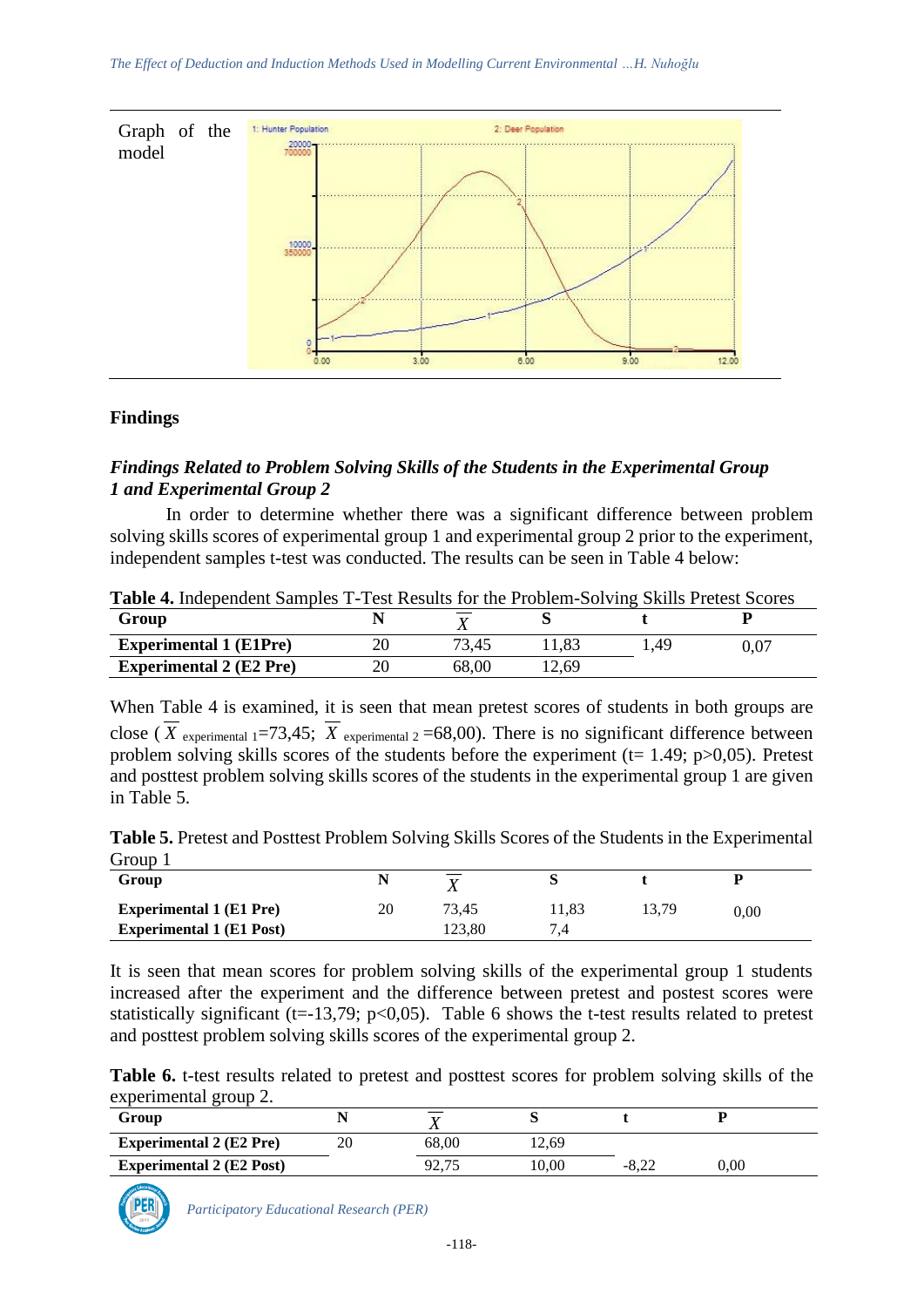| Graph of the model | |
|---|---|

## Findings

### *Findings Related to Problem Solving Skills of the Students in the Experimental Group 1 and Experimental Group 2*

In order to determine whether there was a significant difference between problem solving skills scores of experimental group 1 and experimental group 2 prior to the experiment, independent samples t-test was conducted. The results can be seen in Table 4 below:

**Table 4.** Independent Samples T-Test Results for the Problem-Solving Skills Pretest Scores

| Group | N | $\overline{X}$ | S | t | P |
|---|---|---|---|---|---|
| **Experimental 1 (E1Pre)** | 20 | 73,45 | 11,83 | 1,49 | 0,07 |
| **Experimental 2 (E2 Pre)** | 20 | 68,00 | 12,69 | | |

When Table 4 is examined, it is seen that mean pretest scores of students in both groups are close ($\overline{X}_{\text{experimental 1}}$=73,45; $\overline{X}_{\text{experimental 2}}$ =68,00). There is no significant difference between problem solving skills scores of the students before the experiment (t= 1.49; p>0,05). Pretest and posttest problem solving skills scores of the students in the experimental group 1 are given in Table 5.

**Table 5.** Pretest and Posttest Problem Solving Skills Scores of the Students in the Experimental Group 1

| Group | N | $\overline{X}$ | S | t | P |
|---|---|---|---|---|---|
| **Experimental 1 (E1 Pre)** | 20 | 73,45 | 11,83 | 13,79 | 0,00 |
| **Experimental 1 (E1 Post)** | | 123,80 | 7,4 | | |

It is seen that mean scores for problem solving skills of the experimental group 1 students increased after the experiment and the difference between pretest and postest scores were statistically significant (t=-13,79; p<0,05). Table 6 shows the t-test results related to pretest and posttest problem solving skills scores of the experimental group 2.

**Table 6.** t-test results related to pretest and posttest scores for problem solving skills of the experimental group 2.

| Group | N | $\overline{X}$ | S | t | P |
|---|---|---|---|---|---|
| **Experimental 2 (E2 Pre)** | 20 | 68,00 | 12,69 | | |
| **Experimental 2 (E2 Post)** | | 92,75 | 10,00 | -8,22 | 0,00 |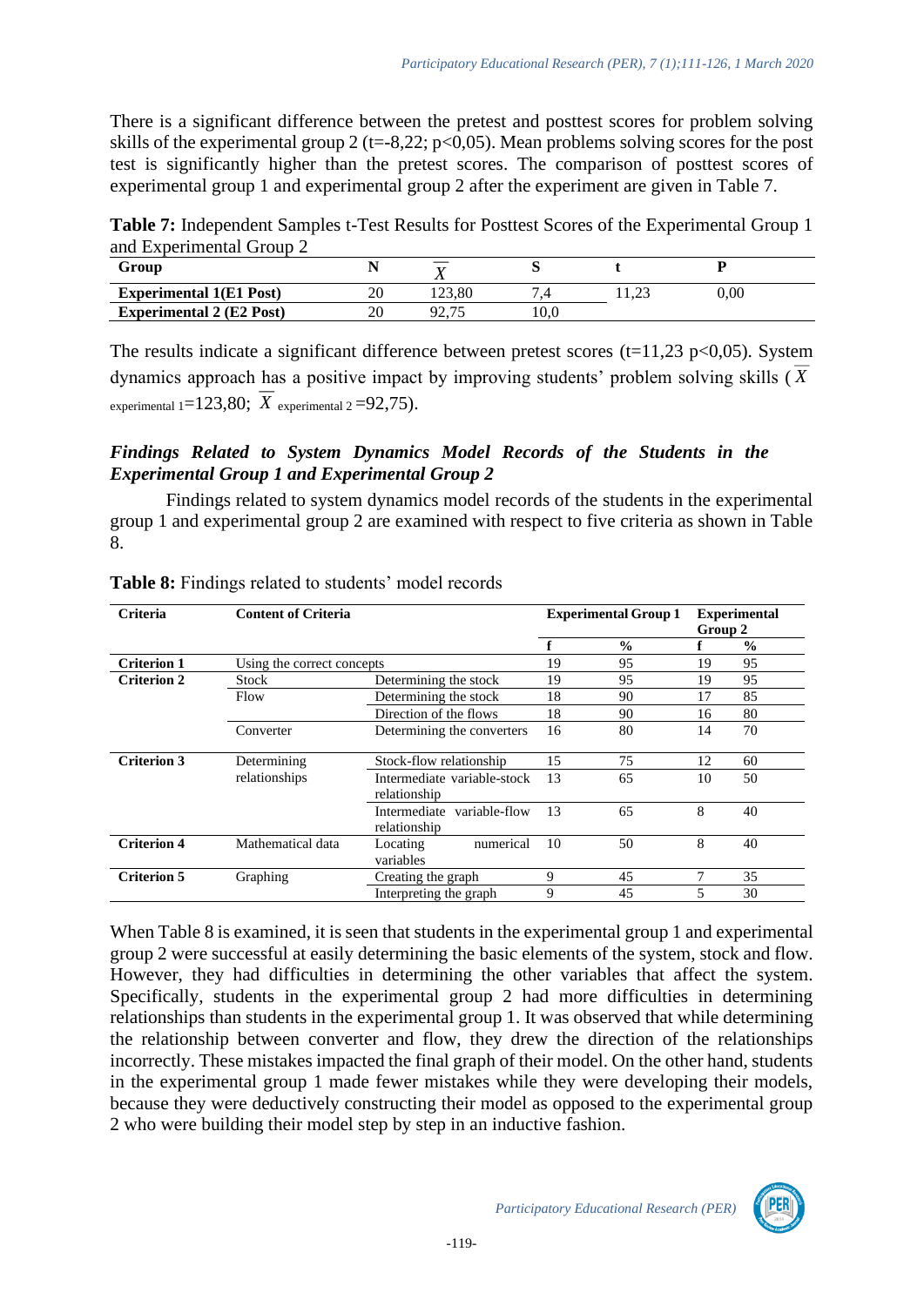There is a significant difference between the pretest and posttest scores for problem solving skills of the experimental group 2 ($t=-8,22$; $p<0,05$). Mean problems solving scores for the post test is significantly higher than the pretest scores. The comparison of posttest scores of experimental group 1 and experimental group 2 after the experiment are given in Table 7.

**Table 7:** Independent Samples t-Test Results for Posttest Scores of the Experimental Group 1 and Experimental Group 2

| Group | N | $\overline{X}$ | S | t | P |
|---|---|---|---|---|---|
| **Experimental 1(E1 Post)** | 20 | 123,80 | 7,4 | 11,23 | 0,00 |
| **Experimental 2 (E2 Post)** | 20 | 92,75 | 10,0 | | |

The results indicate a significant difference between pretest scores ($t=11,23$ $p<0,05$). System dynamics approach has a positive impact by improving students' problem solving skills ($\overline{X}_{\text{experimental 1}}=123,80$; $\overline{X}_{\text{experimental 2}}=92,75$).

### *Findings Related to System Dynamics Model Records of the Students in the Experimental Group 1 and Experimental Group 2*

Findings related to system dynamics model records of the students in the experimental group 1 and experimental group 2 are examined with respect to five criteria as shown in Table 8.

**Table 8:** Findings related to students' model records

| Criteria | Content of Criteria | | Experimental Group 1 | | Experimental Group 2 | |
|---|---|---|---|---|---|---|
| | | | f | % | f | % |
| **Criterion 1** | Using the correct concepts | | 19 | 95 | 19 | 95 |
| **Criterion 2** | Stock | Determining the stock | 19 | 95 | 19 | 95 |
| | Flow | Determining the stock | 18 | 90 | 17 | 85 |
| | | Direction of the flows | 18 | 90 | 16 | 80 |
| | Converter | Determining the converters | 16 | 80 | 14 | 70 |
| **Criterion 3** | Determining relationships | Stock-flow relationship | 15 | 75 | 12 | 60 |
| | | Intermediate variable-stock relationship | 13 | 65 | 10 | 50 |
| | | Intermediate variable-flow relationship | 13 | 65 | 8 | 40 |
| **Criterion 4** | Mathematical data | Locating numerical variables | 10 | 50 | 8 | 40 |
| **Criterion 5** | Graphing | Creating the graph | 9 | 45 | 7 | 35 |
| | | Interpreting the graph | 9 | 45 | 5 | 30 |

When Table 8 is examined, it is seen that students in the experimental group 1 and experimental group 2 were successful at easily determining the basic elements of the system, stock and flow. However, they had difficulties in determining the other variables that affect the system. Specifically, students in the experimental group 2 had more difficulties in determining relationships than students in the experimental group 1. It was observed that while determining the relationship between converter and flow, they drew the direction of the relationships incorrectly. These mistakes impacted the final graph of their model. On the other hand, students in the experimental group 1 made fewer mistakes while they were developing their models, because they were deductively constructing their model as opposed to the experimental group 2 who were building their model step by step in an inductive fashion.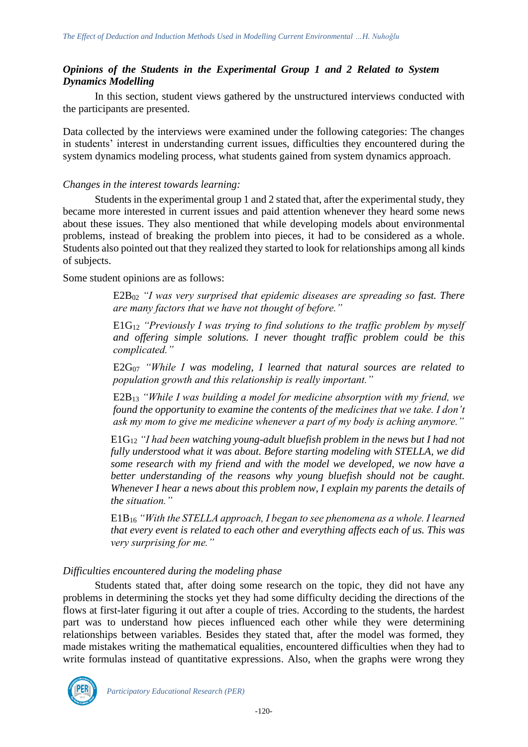### *Opinions of the Students in the Experimental Group 1 and 2 Related to System Dynamics Modelling*

In this section, student views gathered by the unstructured interviews conducted with the participants are presented.

Data collected by the interviews were examined under the following categories: The changes in students' interest in understanding current issues, difficulties they encountered during the system dynamics modeling process, what students gained from system dynamics approach.

*Changes in the interest towards learning:*

Students in the experimental group 1 and 2 stated that, after the experimental study, they became more interested in current issues and paid attention whenever they heard some news about these issues. They also mentioned that while developing models about environmental problems, instead of breaking the problem into pieces, it had to be considered as a whole. Students also pointed out that they realized they started to look for relationships among all kinds of subjects.

Some student opinions are as follows:

> $E2B_{02}$ *"I was very surprised that epidemic diseases are spreading so fast. There are many factors that we have not thought of before."*
>
> $E1G_{12}$ *"Previously I was trying to find solutions to the traffic problem by myself and offering simple solutions. I never thought traffic problem could be this complicated."*
>
> $E2G_{07}$ *"While I was modeling, I learned that natural sources are related to population growth and this relationship is really important."*
>
> $E2B_{13}$ *"While I was building a model for medicine absorption with my friend, we found the opportunity to examine the contents of the medicines that we take. I don't ask my mom to give me medicine whenever a part of my body is aching anymore."*
>
> $E1G_{12}$ *"I had been watching young-adult bluefish problem in the news but I had not fully understood what it was about. Before starting modeling with STELLA, we did some research with my friend and with the model we developed, we now have a better understanding of the reasons why young bluefish should not be caught. Whenever I hear a news about this problem now, I explain my parents the details of the situation."*
>
> $E1B_{16}$ *"With the STELLA approach, I began to see phenomena as a whole. I learned that every event is related to each other and everything affects each of us. This was very surprising for me."*

*Difficulties encountered during the modeling phase*

Students stated that, after doing some research on the topic, they did not have any problems in determining the stocks yet they had some difficulty deciding the directions of the flows at first-later figuring it out after a couple of tries. According to the students, the hardest part was to understand how pieces influenced each other while they were determining relationships between variables. Besides they stated that, after the model was formed, they made mistakes writing the mathematical equalities, encountered difficulties when they had to write formulas instead of quantitative expressions. Also, when the graphs were wrong they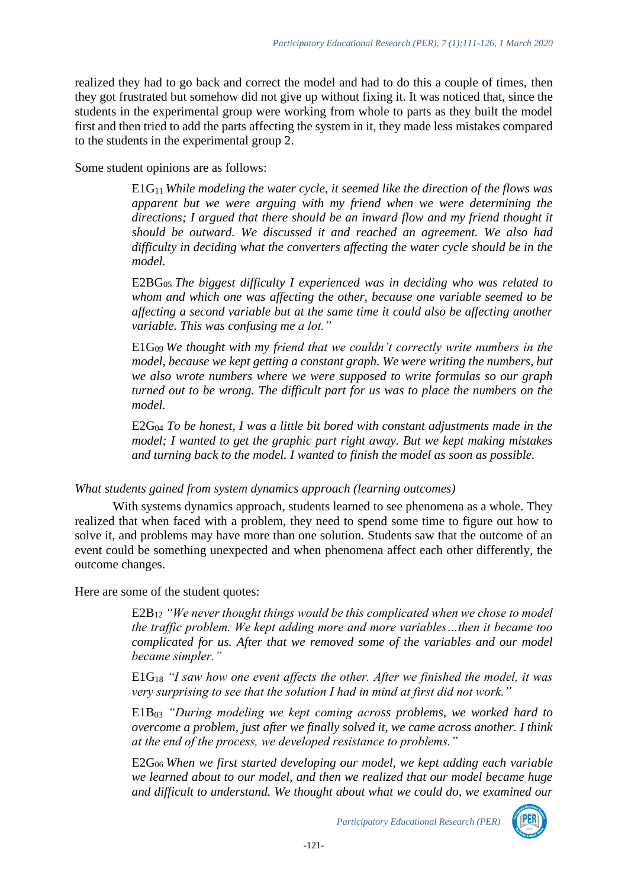realized they had to go back and correct the model and had to do this a couple of times, then they got frustrated but somehow did not give up without fixing it. It was noticed that, since the students in the experimental group were working from whole to parts as they built the model first and then tried to add the parts affecting the system in it, they made less mistakes compared to the students in the experimental group 2.

Some student opinions are as follows:

> E1G$_{11}$ *While modeling the water cycle, it seemed like the direction of the flows was apparent but we were arguing with my friend when we were determining the directions; I argued that there should be an inward flow and my friend thought it should be outward. We discussed it and reached an agreement. We also had difficulty in deciding what the converters affecting the water cycle should be in the model.*

> E2BG$_{05}$ *The biggest difficulty I experienced was in deciding who was related to whom and which one was affecting the other, because one variable seemed to be affecting a second variable but at the same time it could also be affecting another variable. This was confusing me a lot."*

> E1G$_{09}$ *We thought with my friend that we couldn't correctly write numbers in the model, because we kept getting a constant graph. We were writing the numbers, but we also wrote numbers where we were supposed to write formulas so our graph turned out to be wrong. The difficult part for us was to place the numbers on the model.*

> E2G$_{04}$ *To be honest, I was a little bit bored with constant adjustments made in the model; I wanted to get the graphic part right away. But we kept making mistakes and turning back to the model. I wanted to finish the model as soon as possible.*

*What students gained from system dynamics approach (learning outcomes)*

With systems dynamics approach, students learned to see phenomena as a whole. They realized that when faced with a problem, they need to spend some time to figure out how to solve it, and problems may have more than one solution. Students saw that the outcome of an event could be something unexpected and when phenomena affect each other differently, the outcome changes.

Here are some of the student quotes:

> E2B$_{12}$ *"We never thought things would be this complicated when we chose to model the traffic problem. We kept adding more and more variables…then it became too complicated for us. After that we removed some of the variables and our model became simpler."*

> E1G$_{18}$ *"I saw how one event affects the other. After we finished the model, it was very surprising to see that the solution I had in mind at first did not work."*

> E1B$_{03}$ *"During modeling we kept coming across problems, we worked hard to overcome a problem, just after we finally solved it, we came across another. I think at the end of the process, we developed resistance to problems."*

> E2G$_{06}$ *When we first started developing our model, we kept adding each variable we learned about to our model, and then we realized that our model became huge and difficult to understand. We thought about what we could do, we examined our*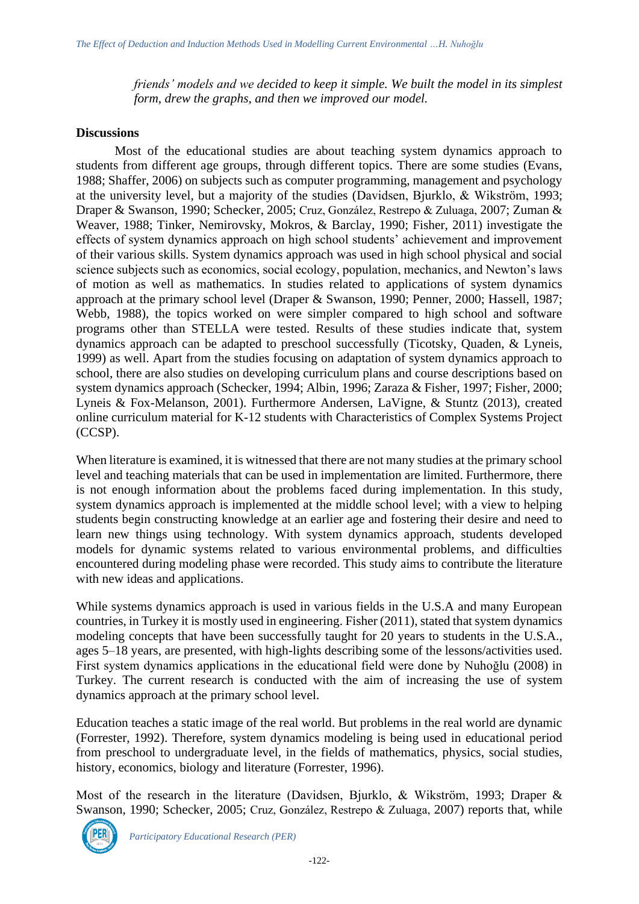*friends' models and we decided to keep it simple. We built the model in its simplest form, drew the graphs, and then we improved our model.*

## Discussions

Most of the educational studies are about teaching system dynamics approach to students from different age groups, through different topics. There are some studies (Evans, 1988; Shaffer, 2006) on subjects such as computer programming, management and psychology at the university level, but a majority of the studies (Davidsen, Bjurklo, & Wikström, 1993; Draper & Swanson, 1990; Schecker, 2005; Cruz, González, Restrepo & Zuluaga, 2007; Zuman & Weaver, 1988; Tinker, Nemirovsky, Mokros, & Barclay, 1990; Fisher, 2011) investigate the effects of system dynamics approach on high school students' achievement and improvement of their various skills. System dynamics approach was used in high school physical and social science subjects such as economics, social ecology, population, mechanics, and Newton's laws of motion as well as mathematics. In studies related to applications of system dynamics approach at the primary school level (Draper & Swanson, 1990; Penner, 2000; Hassell, 1987; Webb, 1988), the topics worked on were simpler compared to high school and software programs other than STELLA were tested. Results of these studies indicate that, system dynamics approach can be adapted to preschool successfully (Ticotsky, Quaden, & Lyneis, 1999) as well. Apart from the studies focusing on adaptation of system dynamics approach to school, there are also studies on developing curriculum plans and course descriptions based on system dynamics approach (Schecker, 1994; Albin, 1996; Zaraza & Fisher, 1997; Fisher, 2000; Lyneis & Fox-Melanson, 2001). Furthermore Andersen, LaVigne, & Stuntz (2013), created online curriculum material for K-12 students with Characteristics of Complex Systems Project (CCSP).

When literature is examined, it is witnessed that there are not many studies at the primary school level and teaching materials that can be used in implementation are limited. Furthermore, there is not enough information about the problems faced during implementation. In this study, system dynamics approach is implemented at the middle school level; with a view to helping students begin constructing knowledge at an earlier age and fostering their desire and need to learn new things using technology. With system dynamics approach, students developed models for dynamic systems related to various environmental problems, and difficulties encountered during modeling phase were recorded. This study aims to contribute the literature with new ideas and applications.

While systems dynamics approach is used in various fields in the U.S.A and many European countries, in Turkey it is mostly used in engineering. Fisher (2011), stated that system dynamics modeling concepts that have been successfully taught for 20 years to students in the U.S.A., ages 5–18 years, are presented, with high-lights describing some of the lessons/activities used. First system dynamics applications in the educational field were done by Nuhoğlu (2008) in Turkey. The current research is conducted with the aim of increasing the use of system dynamics approach at the primary school level.

Education teaches a static image of the real world. But problems in the real world are dynamic (Forrester, 1992). Therefore, system dynamics modeling is being used in educational period from preschool to undergraduate level, in the fields of mathematics, physics, social studies, history, economics, biology and literature (Forrester, 1996).

Most of the research in the literature (Davidsen, Bjurklo, & Wikström, 1993; Draper & Swanson, 1990; Schecker, 2005; Cruz, González, Restrepo & Zuluaga, 2007) reports that, while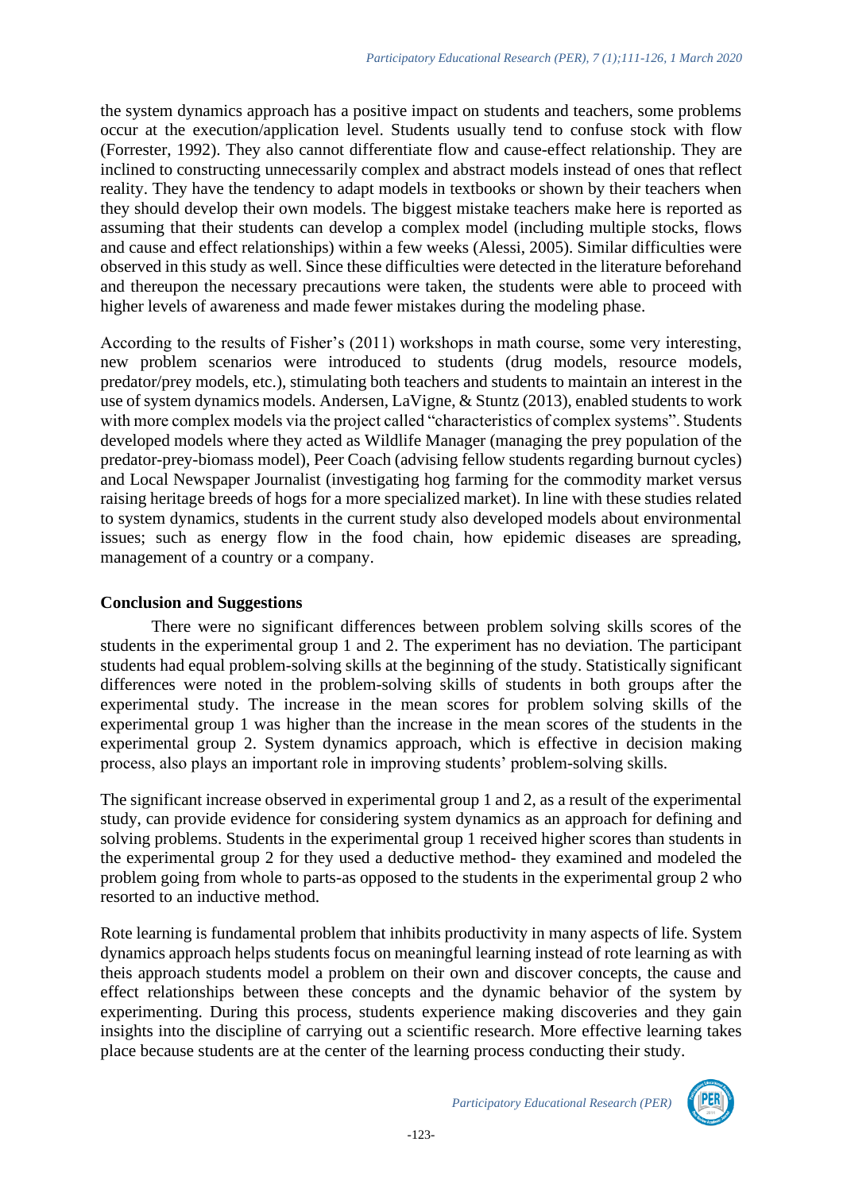the system dynamics approach has a positive impact on students and teachers, some problems occur at the execution/application level. Students usually tend to confuse stock with flow (Forrester, 1992). They also cannot differentiate flow and cause-effect relationship. They are inclined to constructing unnecessarily complex and abstract models instead of ones that reflect reality. They have the tendency to adapt models in textbooks or shown by their teachers when they should develop their own models. The biggest mistake teachers make here is reported as assuming that their students can develop a complex model (including multiple stocks, flows and cause and effect relationships) within a few weeks (Alessi, 2005). Similar difficulties were observed in this study as well. Since these difficulties were detected in the literature beforehand and thereupon the necessary precautions were taken, the students were able to proceed with higher levels of awareness and made fewer mistakes during the modeling phase.

According to the results of Fisher's (2011) workshops in math course, some very interesting, new problem scenarios were introduced to students (drug models, resource models, predator/prey models, etc.), stimulating both teachers and students to maintain an interest in the use of system dynamics models. Andersen, LaVigne, & Stuntz (2013), enabled students to work with more complex models via the project called "characteristics of complex systems". Students developed models where they acted as Wildlife Manager (managing the prey population of the predator-prey-biomass model), Peer Coach (advising fellow students regarding burnout cycles) and Local Newspaper Journalist (investigating hog farming for the commodity market versus raising heritage breeds of hogs for a more specialized market). In line with these studies related to system dynamics, students in the current study also developed models about environmental issues; such as energy flow in the food chain, how epidemic diseases are spreading, management of a country or a company.

## Conclusion and Suggestions

There were no significant differences between problem solving skills scores of the students in the experimental group 1 and 2. The experiment has no deviation. The participant students had equal problem-solving skills at the beginning of the study. Statistically significant differences were noted in the problem-solving skills of students in both groups after the experimental study. The increase in the mean scores for problem solving skills of the experimental group 1 was higher than the increase in the mean scores of the students in the experimental group 2. System dynamics approach, which is effective in decision making process, also plays an important role in improving students' problem-solving skills.

The significant increase observed in experimental group 1 and 2, as a result of the experimental study, can provide evidence for considering system dynamics as an approach for defining and solving problems. Students in the experimental group 1 received higher scores than students in the experimental group 2 for they used a deductive method- they examined and modeled the problem going from whole to parts-as opposed to the students in the experimental group 2 who resorted to an inductive method.

Rote learning is fundamental problem that inhibits productivity in many aspects of life. System dynamics approach helps students focus on meaningful learning instead of rote learning as with theis approach students model a problem on their own and discover concepts, the cause and effect relationships between these concepts and the dynamic behavior of the system by experimenting. During this process, students experience making discoveries and they gain insights into the discipline of carrying out a scientific research. More effective learning takes place because students are at the center of the learning process conducting their study.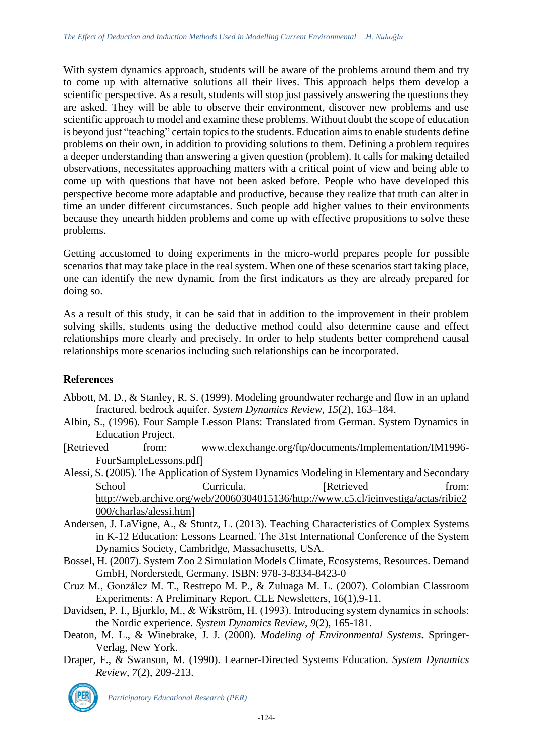With system dynamics approach, students will be aware of the problems around them and try to come up with alternative solutions all their lives. This approach helps them develop a scientific perspective. As a result, students will stop just passively answering the questions they are asked. They will be able to observe their environment, discover new problems and use scientific approach to model and examine these problems. Without doubt the scope of education is beyond just "teaching" certain topics to the students. Education aims to enable students define problems on their own, in addition to providing solutions to them. Defining a problem requires a deeper understanding than answering a given question (problem). It calls for making detailed observations, necessitates approaching matters with a critical point of view and being able to come up with questions that have not been asked before. People who have developed this perspective become more adaptable and productive, because they realize that truth can alter in time an under different circumstances. Such people add higher values to their environments because they unearth hidden problems and come up with effective propositions to solve these problems.

Getting accustomed to doing experiments in the micro-world prepares people for possible scenarios that may take place in the real system. When one of these scenarios start taking place, one can identify the new dynamic from the first indicators as they are already prepared for doing so.

As a result of this study, it can be said that in addition to the improvement in their problem solving skills, students using the deductive method could also determine cause and effect relationships more clearly and precisely. In order to help students better comprehend causal relationships more scenarios including such relationships can be incorporated.

## References

Abbott, M. D., & Stanley, R. S. (1999). Modeling groundwater recharge and flow in an upland fractured. bedrock aquifer. *System Dynamics Review*, *15*(2), 163–184.

Albin, S., (1996). Four Sample Lesson Plans: Translated from German. System Dynamics in Education Project.
[Retrieved from: www.clexchange.org/ftp/documents/Implementation/IM1996-FourSampleLessons.pdf]

Alessi, S. (2005). The Application of System Dynamics Modeling in Elementary and Secondary School Curricula. [Retrieved from: http://web.archive.org/web/20060304015136/http://www.c5.cl/ieinvestiga/actas/ribie2000/charlas/alessi.htm]

Andersen, J. LaVigne, A., & Stuntz, L. (2013). Teaching Characteristics of Complex Systems in K-12 Education: Lessons Learned. The 31st International Conference of the System Dynamics Society, Cambridge, Massachusetts, USA.

Bossel, H. (2007). System Zoo 2 Simulation Models Climate, Ecosystems, Resources. Demand GmbH, Norderstedt, Germany. ISBN: 978-3-8334-8423-0

Cruz M., González M. T., Restrepo M. P., & Zuluaga M. L. (2007). Colombian Classroom Experiments: A Preliminary Report. CLE Newsletters, 16(1),9-11.

Davidsen, P. I., Bjurklo, M., & Wikström, H. (1993). Introducing system dynamics in schools: the Nordic experience. *System Dynamics Review*, *9*(2), 165-181.

Deaton, M. L., & Winebrake, J. J. (2000). *Modeling of Environmental Systems***.** Springer-Verlag, New York.

Draper, F., & Swanson, M. (1990). Learner-Directed Systems Education. *System Dynamics Review*, *7*(2), 209-213.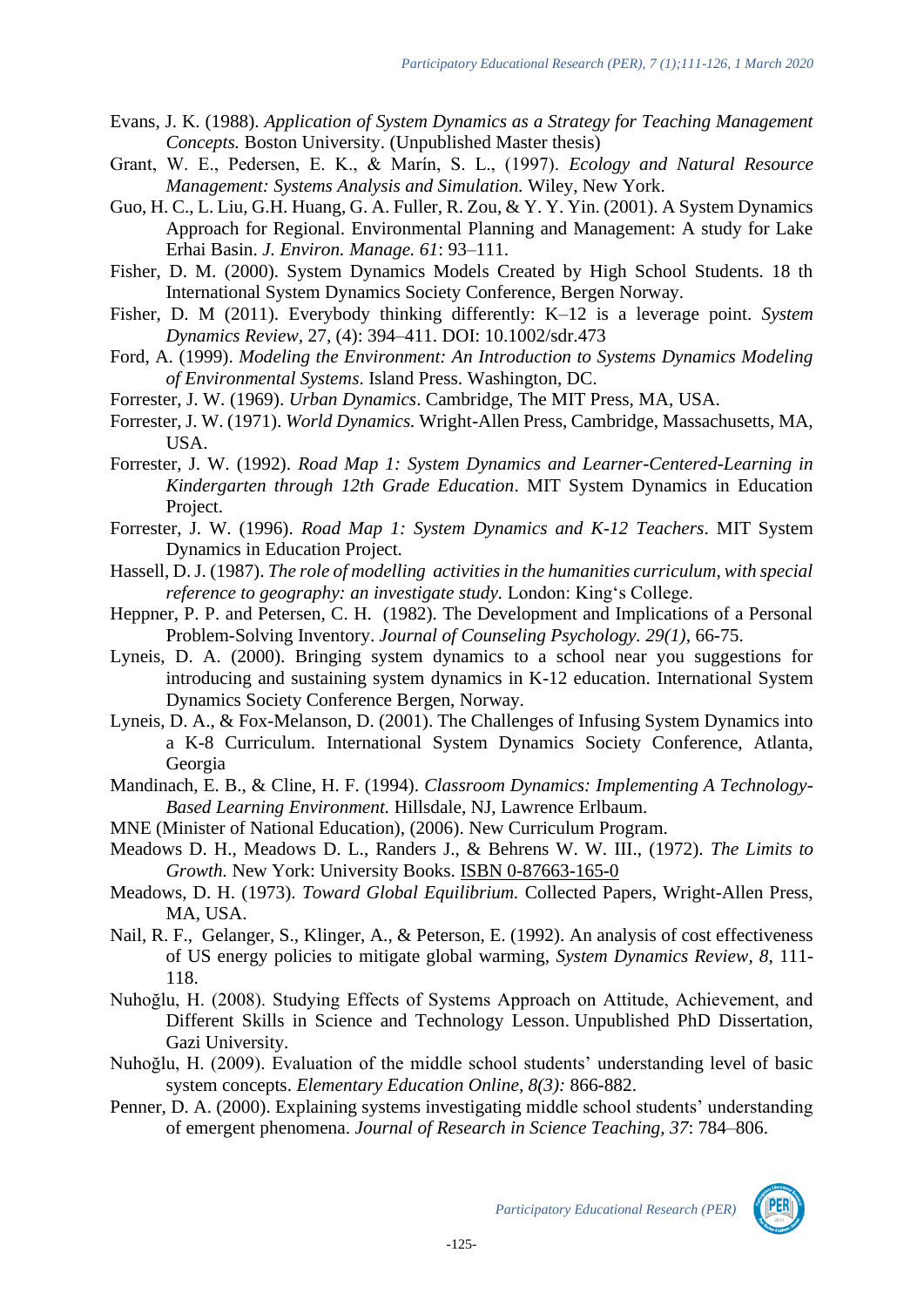Evans, J. K. (1988). *Application of System Dynamics as a Strategy for Teaching Management Concepts.* Boston University. (Unpublished Master thesis)

Grant, W. E., Pedersen, E. K., & Marín, S. L., (1997). *Ecology and Natural Resource Management: Systems Analysis and Simulation.* Wiley, New York.

Guo, H. C., L. Liu, G.H. Huang, G. A. Fuller, R. Zou, & Y. Y. Yin. (2001). A System Dynamics Approach for Regional. Environmental Planning and Management: A study for Lake Erhai Basin. *J. Environ. Manage. 61*: 93–111.

Fisher, D. M. (2000). System Dynamics Models Created by High School Students. 18 th International System Dynamics Society Conference, Bergen Norway.

Fisher, D. M (2011). Everybody thinking differently: K–12 is a leverage point. *System Dynamics Review,* 27, (4): 394–411. DOI: 10.1002/sdr.473

Ford, A. (1999). *Modeling the Environment: An Introduction to Systems Dynamics Modeling of Environmental Systems*. Island Press. Washington, DC.

Forrester, J. W. (1969). *Urban Dynamics*. Cambridge, The MIT Press, MA, USA.

Forrester, J. W. (1971). *World Dynamics.* Wright-Allen Press, Cambridge, Massachusetts, MA, USA.

Forrester, J. W. (1992). *Road Map 1: System Dynamics and Learner-Centered-Learning in Kindergarten through 12th Grade Education*. MIT System Dynamics in Education Project.

Forrester, J. W. (1996). *Road Map 1: System Dynamics and K-12 Teachers*. MIT System Dynamics in Education Project.

Hassell, D. J. (1987). *The role of modelling activities in the humanities curriculum, with special reference to geography: an investigate study.* London: King's College.

Heppner, P. P. and Petersen, C. H. (1982). The Development and Implications of a Personal Problem-Solving Inventory. *Journal of Counseling Psychology. 29(1),* 66-75.

Lyneis, D. A. (2000). Bringing system dynamics to a school near you suggestions for introducing and sustaining system dynamics in K-12 education. International System Dynamics Society Conference Bergen, Norway.

Lyneis, D. A., & Fox-Melanson, D. (2001). The Challenges of Infusing System Dynamics into a K-8 Curriculum. International System Dynamics Society Conference, Atlanta, Georgia

Mandinach, E. B., & Cline, H. F. (1994). *Classroom Dynamics: Implementing A Technology-Based Learning Environment.* Hillsdale, NJ, Lawrence Erlbaum.

MNE (Minister of National Education), (2006). New Curriculum Program.

Meadows D. H., Meadows D. L., Randers J., & Behrens W. W. III., (1972). *The Limits to Growth.* New York: University Books. ISBN 0-87663-165-0

Meadows, D. H. (1973). *Toward Global Equilibrium.* Collected Papers, Wright-Allen Press, MA, USA.

Nail, R. F., Gelanger, S., Klinger, A., & Peterson, E. (1992). An analysis of cost effectiveness of US energy policies to mitigate global warming, *System Dynamics Review, 8,* 111-118.

Nuhoğlu, H. (2008). Studying Effects of Systems Approach on Attitude, Achievement, and Different Skills in Science and Technology Lesson. Unpublished PhD Dissertation, Gazi University.

Nuhoğlu, H. (2009). Evaluation of the middle school students' understanding level of basic system concepts. *Elementary Education Online, 8(3):* 866-882.

Penner, D. A. (2000). Explaining systems investigating middle school students' understanding of emergent phenomena. *Journal of Research in Science Teaching, 37*: 784–806.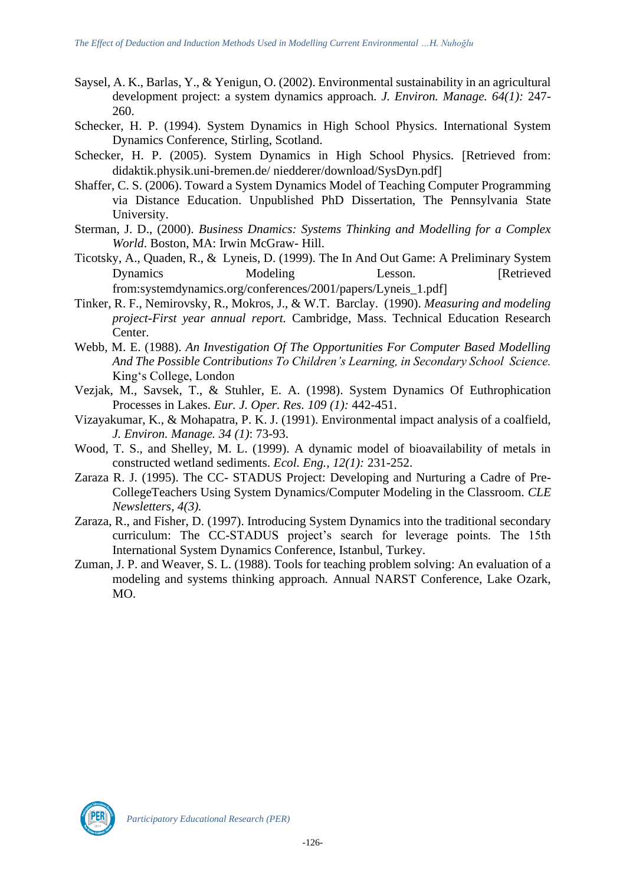Saysel, A. K., Barlas, Y., & Yenigun, O. (2002). Environmental sustainability in an agricultural development project: a system dynamics approach. *J. Environ. Manage. 64(1):* 247-260.

Schecker, H. P. (1994). System Dynamics in High School Physics. International System Dynamics Conference, Stirling, Scotland.

Schecker, H. P. (2005). System Dynamics in High School Physics. [Retrieved from: didaktik.physik.uni-bremen.de/ niedderer/download/SysDyn.pdf]

Shaffer, C. S. (2006). Toward a System Dynamics Model of Teaching Computer Programming via Distance Education. Unpublished PhD Dissertation, The Pennsylvania State University.

Sterman, J. D., (2000). *Business Dnamics: Systems Thinking and Modelling for a Complex World*. Boston, MA: Irwin McGraw- Hill.

Ticotsky, A., Quaden, R., & Lyneis, D. (1999). The In And Out Game: A Preliminary System Dynamics Modeling Lesson. [Retrieved from:systemdynamics.org/conferences/2001/papers/Lyneis_1.pdf]

Tinker, R. F., Nemirovsky, R., Mokros, J., & W.T. Barclay. (1990). *Measuring and modeling project-First year annual report.* Cambridge, Mass. Technical Education Research Center.

Webb, M. E. (1988). *An Investigation Of The Opportunities For Computer Based Modelling And The Possible Contributions To Children's Learning, in Secondary School Science.* King's College, London

Vezjak, M., Savsek, T., & Stuhler, E. A. (1998). System Dynamics Of Euthrophication Processes in Lakes. *Eur. J. Oper. Res. 109 (1):* 442-451.

Vizayakumar, K., & Mohapatra, P. K. J. (1991). Environmental impact analysis of a coalfield, *J. Environ. Manage. 34 (1)*: 73-93.

Wood, T. S., and Shelley, M. L. (1999). A dynamic model of bioavailability of metals in constructed wetland sediments. *Ecol. Eng., 12(1):* 231-252.

Zaraza R. J. (1995). The CC- STADUS Project: Developing and Nurturing a Cadre of Pre-CollegeTeachers Using System Dynamics/Computer Modeling in the Classroom. *CLE Newsletters, 4(3).*

Zaraza, R., and Fisher, D. (1997). Introducing System Dynamics into the traditional secondary curriculum: The CC-STADUS project's search for leverage points. The 15th International System Dynamics Conference, Istanbul, Turkey.

Zuman, J. P. and Weaver, S. L. (1988). Tools for teaching problem solving: An evaluation of a modeling and systems thinking approach*.* Annual NARST Conference, Lake Ozark, MO.